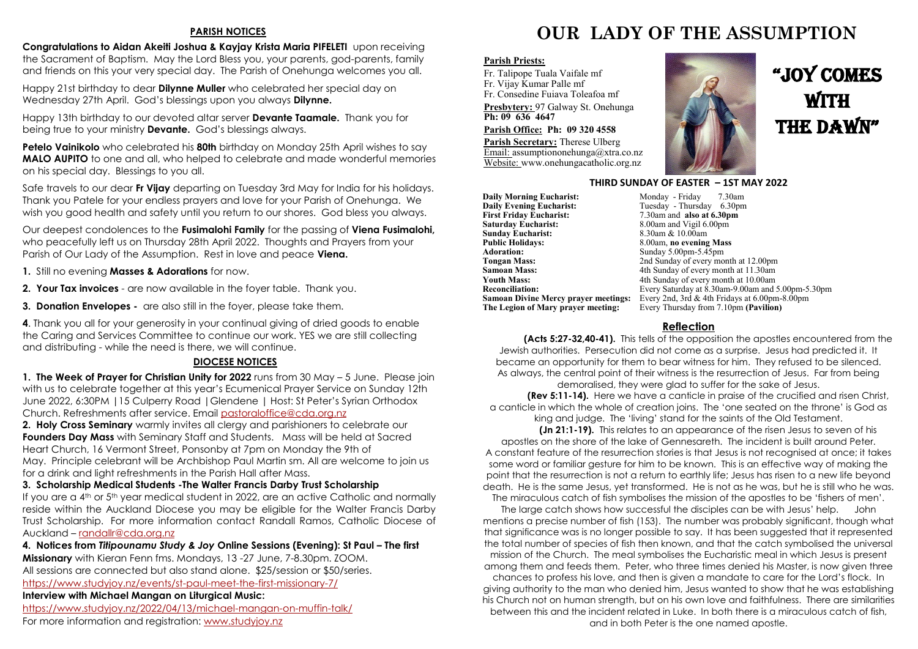## PARISH NOTICES

**Congratulations to Aidan Akeiti Joshua & Kayjay Krista Maria PIFELETI** upon receiving the Sacrament of Baptism. May the Lord Bless you, your parents, god-parents, family and friends on this your very special day. The Parish of Onehunga welcomes you all.

Happy 21st birthday to dear **Dilynne Muller** who celebrated her special day on Wednesday 27th April. God's blessings upon you always **Dilynne.**

Happy 13th birthday to our devoted altar server **Devante Taamale.** Thank you for being true to your ministry **Devante.** God's blessings always.

**Petelo Vainikolo** who celebrated his **80th** birthday on Monday 25th April wishes to say **MALO AUPITO** to one and all, who helped to celebrate and made wonderful memories on his special day. Blessings to you all.

Safe travels to our dear **Fr Vijay** departing on Tuesday 3rd May for India for his holidays. Thank you Patele for your endless prayers and love for your Parish of Onehunga. We wish you good health and safety until you return to our shores. God bless you always.

Our deepest condolences to the **Fusimalohi Family** for the passing of **Viena Fusimalohi,** who peacefully left us on Thursday 28th April 2022. Thoughts and Prayers from your Parish of Our Lady of the Assumption. Rest in love and peace **Viena.**

1. Still no evening **Masses & Adorations** for now.
2. **Your Tax invoices** - are now available in the foyer table. Thank you.
3. **Donation Envelopes -** are also still in the foyer, please take them.
4. Thank you all for your generosity in your continual giving of dried goods to enable the Caring and Services Committee to continue our work. YES we are still collecting and distributing - while the need is there, we will continue.

## DIOCESE NOTICES

**1. The Week of Prayer for Christian Unity for 2022** runs from 30 May – 5 June. Please join with us to celebrate together at this year's Ecumenical Prayer Service on Sunday 12th June 2022, 6:30PM |15 Culperry Road |Glendene | Host: St Peter's Syrian Orthodox Church. Refreshments after service. Email pastoraloffice@cda.org.nz

**2. Holy Cross Seminary** warmly invites all clergy and parishioners to celebrate our **Founders Day Mass** with Seminary Staff and Students. Mass will be held at Sacred Heart Church, 16 Vermont Street, Ponsonby at 7pm on Monday the 9th of May. Principle celebrant will be Archbishop Paul Martin sm. All are welcome to join us for a drink and light refreshments in the Parish Hall after Mass.

**3. Scholarship Medical Students -The Walter Francis Darby Trust Scholarship**
If you are a 4th or 5th year medical student in 2022, are an active Catholic and normally reside within the Auckland Diocese you may be eligible for the Walter Francis Darby Trust Scholarship. For more information contact Randall Ramos, Catholic Diocese of Auckland – randallr@cda.org.nz

**4. Notices from *Titipounamu Study & Joy* Online Sessions (Evening): St Paul – The first Missionary** with Kieran Fenn fms. Mondays, 13 -27 June, 7-8.30pm. ZOOM.
All sessions are connected but also stand alone. $25/session or $50/series.
https://www.studyjoy.nz/events/st-paul-meet-the-first-missionary-7/

**Interview with Michael Mangan on Liturgical Music:**
https://www.studyjoy.nz/2022/04/13/michael-mangan-on-muffin-talk/
For more information and registration: www.studyjoy.nz

# OUR LADY OF THE ASSUMPTION

**Parish Priests:**
Fr. Talipope Tuala Vaifale mf
Fr. Vijay Kumar Palle mf
Fr. Consedine Fuiava Toleafoa mf

**Presbytery:** 97 Galway St. Onehunga
**Ph: 09 636 4647**

**Parish Office: Ph: 09 320 4558**

**Parish Secretary:** Therese Ulberg
Email: assumptiononehunga@xtra.co.nz
Website: www.onehungacatholic.org.nz

# "JOY COMES WITH THE DAWN"

### THIRD SUNDAY OF EASTER – 1ST MAY 2022

| | |
|---|---|
| **Daily Morning Eucharist:** | Monday - Friday 7.30am |
| **Daily Evening Eucharist:** | Tuesday - Thursday 6.30pm |
| **First Friday Eucharist:** | 7.30am and **also at 6.30pm** |
| **Saturday Eucharist:** | 8.00am and Vigil 6.00pm |
| **Sunday Eucharist:** | 8.30am & 10.00am |
| **Public Holidays:** | 8.00am, **no evening Mass** |
| **Adoration:** | Sunday 5.00pm-5.45pm |
| **Tongan Mass:** | 2nd Sunday of every month at 12.00pm |
| **Samoan Mass:** | 4th Sunday of every month at 11.30am |
| **Youth Mass:** | 4th Sunday of every month at 10.00am |
| **Reconciliation:** | Every Saturday at 8.30am-9.00am and 5.00pm-5.30pm |
| **Samoan Divine Mercy prayer meetings:** | Every 2nd, 3rd & 4th Fridays at 6.00pm-8.00pm |
| **The Legion of Mary prayer meeting:** | Every Thursday from 7.10pm **(Pavilion)** |

## Reflection

**(Acts 5:27-32,40-41).** This tells of the opposition the apostles encountered from the Jewish authorities. Persecution did not come as a surprise. Jesus had predicted it. It became an opportunity for them to bear witness for him. They refused to be silenced. As always, the central point of their witness is the resurrection of Jesus. Far from being demoralised, they were glad to suffer for the sake of Jesus.

**(Rev 5:11-14).** Here we have a canticle in praise of the crucified and risen Christ, a canticle in which the whole of creation joins. The 'one seated on the throne' is God as king and judge. The 'living' stand for the saints of the Old Testament.

**(Jn 21:1-19).** This relates to an appearance of the risen Jesus to seven of his apostles on the shore of the lake of Gennesareth. The incident is built around Peter. A constant feature of the resurrection stories is that Jesus is not recognised at once; it takes some word or familiar gesture for him to be known. This is an effective way of making the point that the resurrection is not a return to earthly life; Jesus has risen to a new life beyond death. He is the same Jesus, yet transformed. He is not as he was, but he is still who he was. The miraculous catch of fish symbolises the mission of the apostles to be 'fishers of men'.

The large catch shows how successful the disciples can be with Jesus' help. John mentions a precise number of fish (153). The number was probably significant, though what that significance was is no longer possible to say. It has been suggested that it represented the total number of species of fish then known, and that the catch symbolised the universal mission of the Church. The meal symbolises the Eucharistic meal in which Jesus is present among them and feeds them. Peter, who three times denied his Master, is now given three chances to profess his love, and then is given a mandate to care for the Lord's flock. In giving authority to the man who denied him, Jesus wanted to show that he was establishing his Church not on human strength, but on his own love and faithfulness. There are similarities between this and the incident related in Luke. In both there is a miraculous catch of fish, and in both Peter is the one named apostle.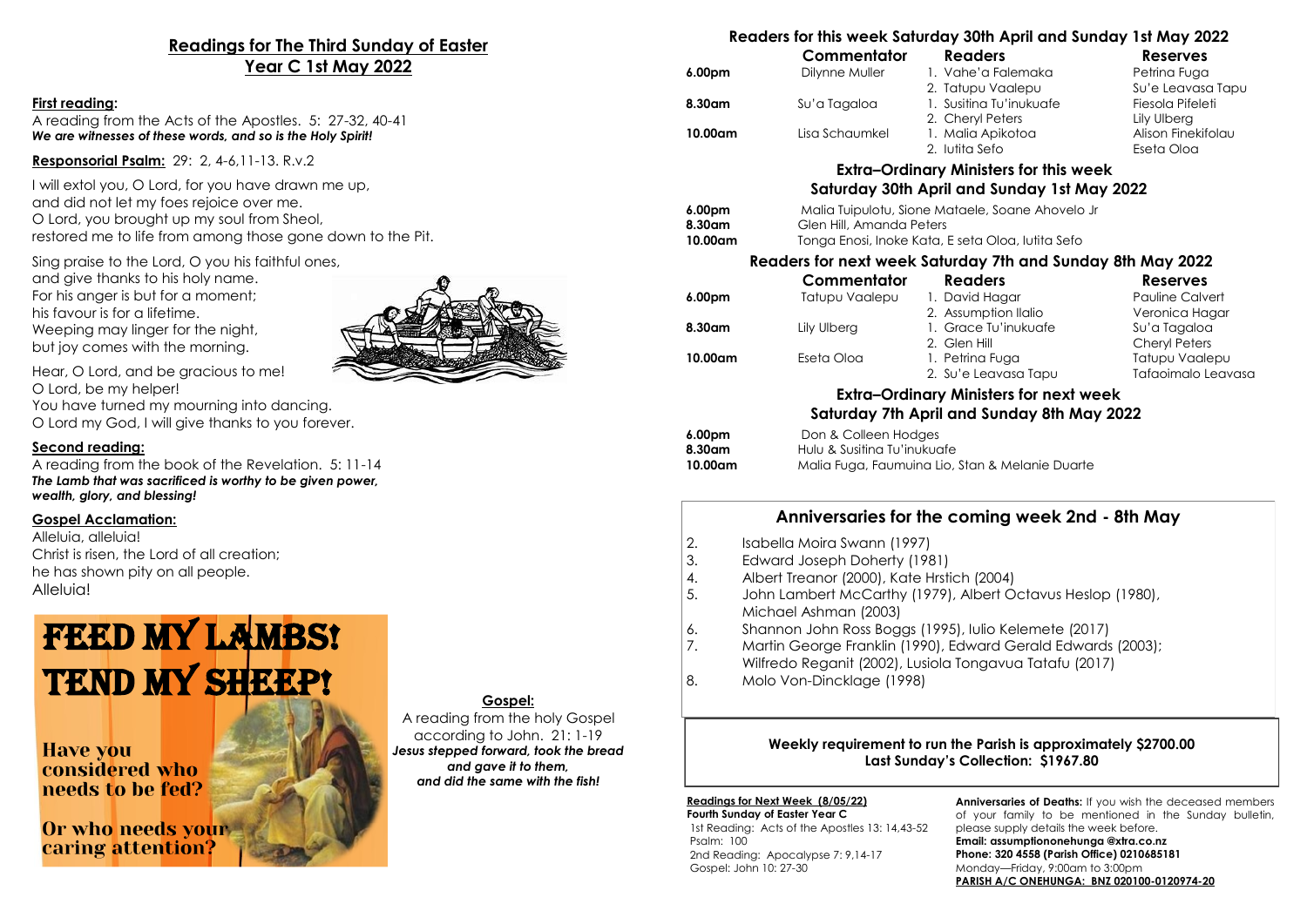## Readings for The Third Sunday of Easter
## Year C 1st May 2022

**First reading:**

A reading from the Acts of the Apostles. 5: 27-32, 40-41
***We are witnesses of these words, and so is the Holy Spirit!***

**Responsorial Psalm:** 29: 2, 4-6,11-13. R.v.2

I will extol you, O Lord, for you have drawn me up,
and did not let my foes rejoice over me.
O Lord, you brought up my soul from Sheol,
restored me to life from among those gone down to the Pit.

Sing praise to the Lord, O you his faithful ones,
and give thanks to his holy name.
For his anger is but for a moment;
his favour is for a lifetime.
Weeping may linger for the night,
but joy comes with the morning.

Hear, O Lord, and be gracious to me!
O Lord, be my helper!
You have turned my mourning into dancing.
O Lord my God, I will give thanks to you forever.

**Second reading:**

A reading from the book of the Revelation. 5: 11-14
***The Lamb that was sacrificed is worthy to be given power, wealth, glory, and blessing!***

**Gospel Acclamation:**

Alleluia, alleluia!
Christ is risen, the Lord of all creation;
he has shown pity on all people.
Alleluia!

FEED MY LAMBS! TEND MY SHEEP!

Have you considered who needs to be fed?

Or who needs your caring attention?

**Gospel:**

A reading from the holy Gospel according to John. 21: 1-19
***Jesus stepped forward, took the bread and gave it to them, and did the same with the fish!***

### Readers for this week Saturday 30th April and Sunday 1st May 2022

| | Commentator | Readers | Reserves |
|---|---|---|---|
| 6.00pm | Dilynne Muller | 1. Vahe'a Falemaka | Petrina Fuga |
| | | 2. Tatupu Vaalepu | Su'e Leavasa Tapu |
| 8.30am | Su'a Tagaloa | 1. Susitina Tu'inukuafe | Fiesola Pifeleti |
| | | 2. Cheryl Peters | Lily Ulberg |
| 10.00am | Lisa Schaumkel | 1. Malia Apikotoa | Alison Finekifolau |
| | | 2. Iutita Sefo | Eseta Oloa |

### Extra–Ordinary Ministers for this week Saturday 30th April and Sunday 1st May 2022

| | |
|---|---|
| 6.00pm | Malia Tuipulotu, Sione Mataele, Soane Ahovelo Jr |
| 8.30am | Glen Hill, Amanda Peters |
| 10.00am | Tonga Enosi, Inoke Kata, E seta Oloa, Iutita Sefo |

### Readers for next week Saturday 7th and Sunday 8th May 2022

| | Commentator | Readers | Reserves |
|---|---|---|---|
| 6.00pm | Tatupu Vaalepu | 1. David Hagar | Pauline Calvert |
| | | 2. Assumption Ilalio | Veronica Hagar |
| 8.30am | Lily Ulberg | 1. Grace Tu'inukuafe | Su'a Tagaloa |
| | | 2. Glen Hill | Cheryl Peters |
| 10.00am | Eseta Oloa | 1. Petrina Fuga | Tatupu Vaalepu |
| | | 2. Su'e Leavasa Tapu | Tafaoimalo Leavasa |

### Extra–Ordinary Ministers for next week Saturday 7th April and Sunday 8th May 2022

| | |
|---|---|
| 6.00pm | Don & Colleen Hodges |
| 8.30am | Hulu & Susitina Tu'inukuafe |
| 10.00am | Malia Fuga, Faumuina Lio, Stan & Melanie Duarte |

### Anniversaries for the coming week 2nd - 8th May

2. Isabella Moira Swann (1997)
3. Edward Joseph Doherty (1981)
4. Albert Treanor (2000), Kate Hrstich (2004)
5. John Lambert McCarthy (1979), Albert Octavus Heslop (1980), Michael Ashman (2003)
6. Shannon John Ross Boggs (1995), Iulio Kelemete (2017)
7. Martin George Franklin (1990), Edward Gerald Edwards (2003); Wilfredo Reganit (2002), Lusiola Tongavua Tatafu (2017)
8. Molo Von-Dincklage (1998)

**Weekly requirement to run the Parish is approximately $2700.00**
**Last Sunday's Collection: $1967.80**

**Readings for Next Week (8/05/22)**
**Fourth Sunday of Easter Year C**
1st Reading: Acts of the Apostles 13: 14,43-52
Psalm: 100
2nd Reading: Apocalypse 7: 9,14-17
Gospel: John 10: 27-30

**Anniversaries of Deaths:** If you wish the deceased members of your family to be mentioned in the Sunday bulletin, please supply details the week before.
**Email: assumptiononehunga @xtra.co.nz**
**Phone: 320 4558 (Parish Office) 0210685181**
Monday—Friday, 9:00am to 3:00pm
**PARISH A/C ONEHUNGA: BNZ 020100-0120974-20**